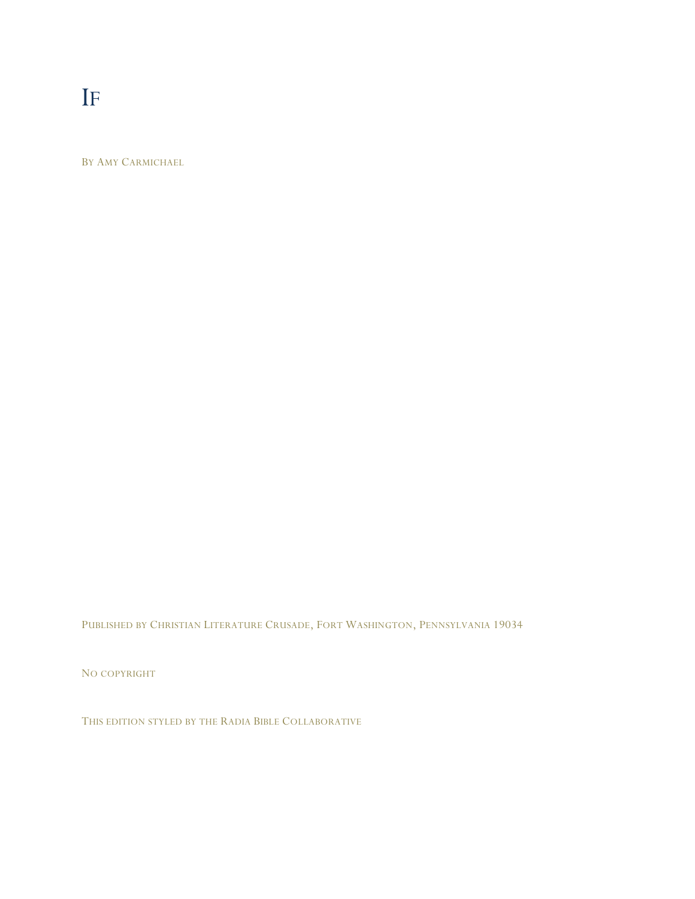# IF

BY AMY CARMICHAEL

PUBLISHED BY CHRISTIAN LITERATURE CRUSADE, FORT WASHINGTON, PENNSYLVANIA 19034

NO COPYRIGHT

THIS EDITION STYLED BY THE RADIA BIBLE COLLABORATIVE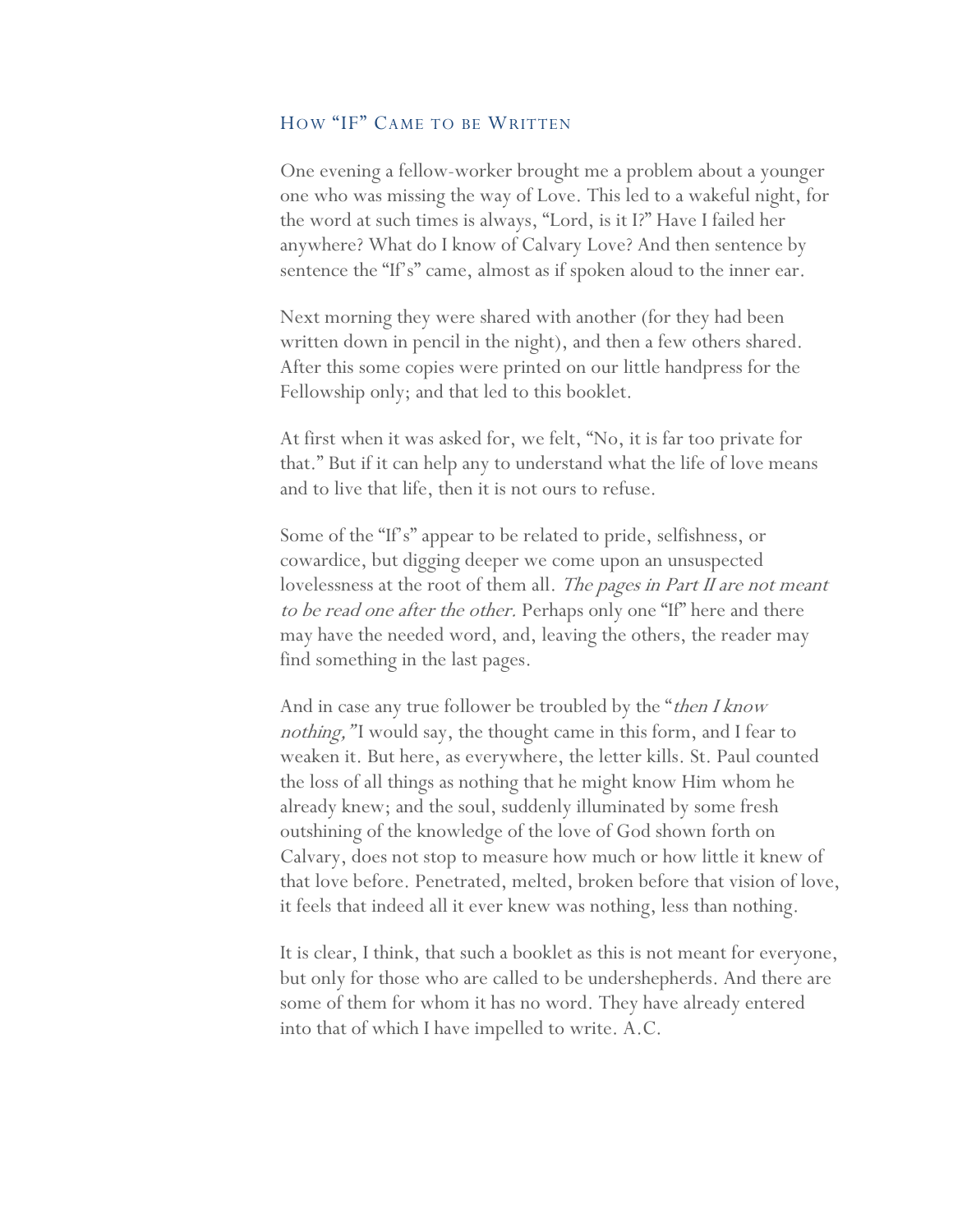## How "IF" Came to be Written

One evening a fellow-worker brought me a problem about a younger one who was missing the way of Love. This led to a wakeful night, for the word at such times is always, "Lord, is it I?" Have I failed her anywhere? What do I know of Calvary Love? And then sentence by sentence the "If's" came, almost as if spoken aloud to the inner ear.

Next morning they were shared with another (for they had been written down in pencil in the night), and then a few others shared. After this some copies were printed on our little handpress for the Fellowship only; and that led to this booklet.

At first when it was asked for, we felt, "No, it is far too private for that." But if it can help any to understand what the life of love means and to live that life, then it is not ours to refuse.

Some of the "If's" appear to be related to pride, selfishness, or cowardice, but digging deeper we come upon an unsuspected lovelessness at the root of them all. *The pages in Part II are not meant to be read one after the other.* Perhaps only one "If" here and there may have the needed word, and, leaving the others, the reader may find something in the last pages.

And in case any true follower be troubled by the "*then I know nothing,"* I would say, the thought came in this form, and I fear to weaken it. But here, as everywhere, the letter kills. St. Paul counted the loss of all things as nothing that he might know Him whom he already knew; and the soul, suddenly illuminated by some fresh outshining of the knowledge of the love of God shown forth on Calvary, does not stop to measure how much or how little it knew of that love before. Penetrated, melted, broken before that vision of love, it feels that indeed all it ever knew was nothing, less than nothing.

It is clear, I think, that such a booklet as this is not meant for everyone, but only for those who are called to be undershepherds. And there are some of them for whom it has no word. They have already entered into that of which I have impelled to write. A.C.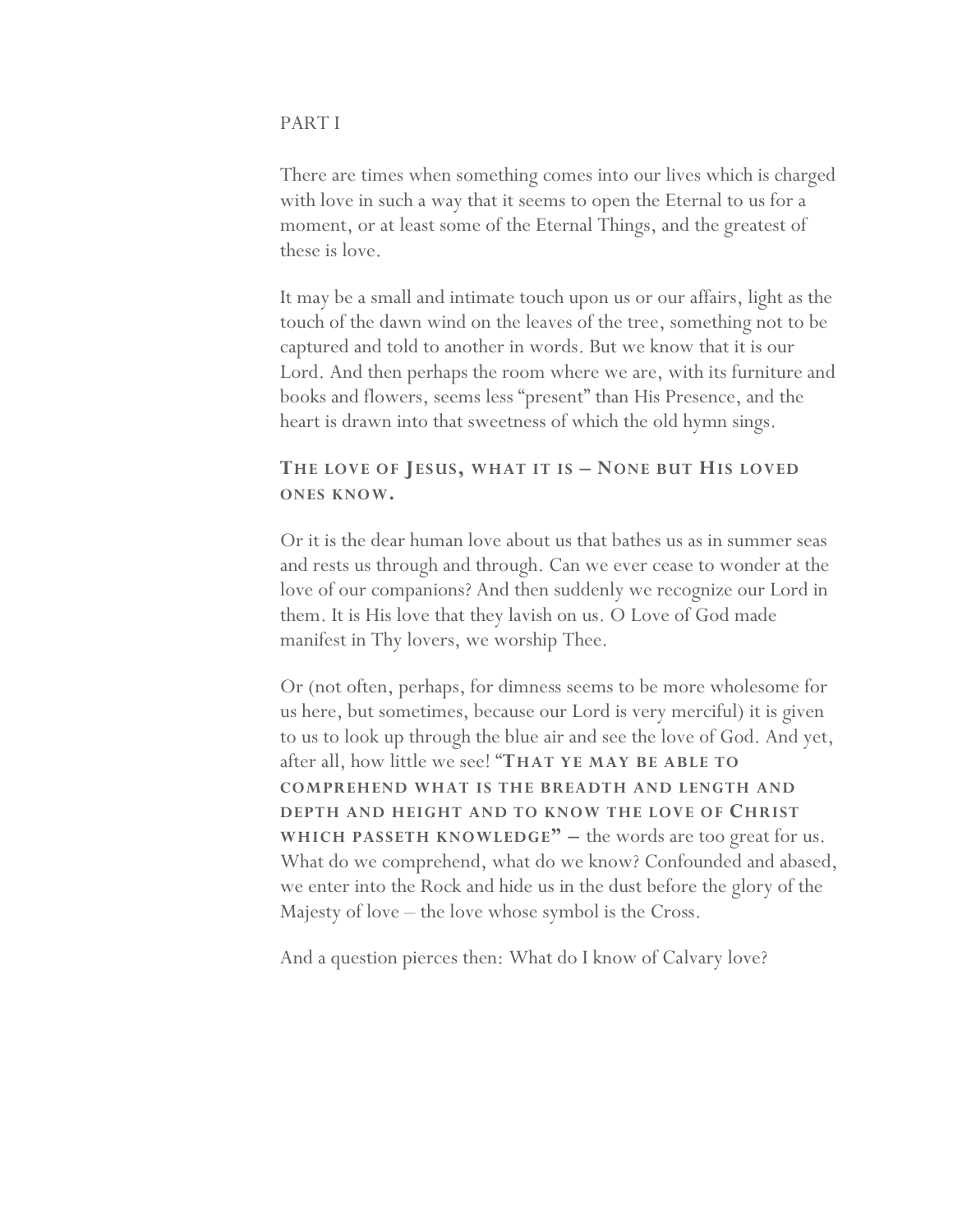PART I

There are times when something comes into our lives which is charged with love in such a way that it seems to open the Eternal to us for a moment, or at least some of the Eternal Things, and the greatest of these is love.

It may be a small and intimate touch upon us or our affairs, light as the touch of the dawn wind on the leaves of the tree, something not to be captured and told to another in words. But we know that it is our Lord. And then perhaps the room where we are, with its furniture and books and flowers, seems less "present" than His Presence, and the heart is drawn into that sweetness of which the old hymn sings.

**The love of Jesus, what it is – None but His loved ones know.**

Or it is the dear human love about us that bathes us as in summer seas and rests us through and through. Can we ever cease to wonder at the love of our companions? And then suddenly we recognize our Lord in them. It is His love that they lavish on us. O Love of God made manifest in Thy lovers, we worship Thee.

Or (not often, perhaps, for dimness seems to be more wholesome for us here, but sometimes, because our Lord is very merciful) it is given to us to look up through the blue air and see the love of God. And yet, after all, how little we see! "**That ye may be able to comprehend what is the breadth and length and depth and height and to know the love of Christ which passeth knowledge" –** the words are too great for us. What do we comprehend, what do we know? Confounded and abased, we enter into the Rock and hide us in the dust before the glory of the Majesty of love – the love whose symbol is the Cross.

And a question pierces then: What do I know of Calvary love?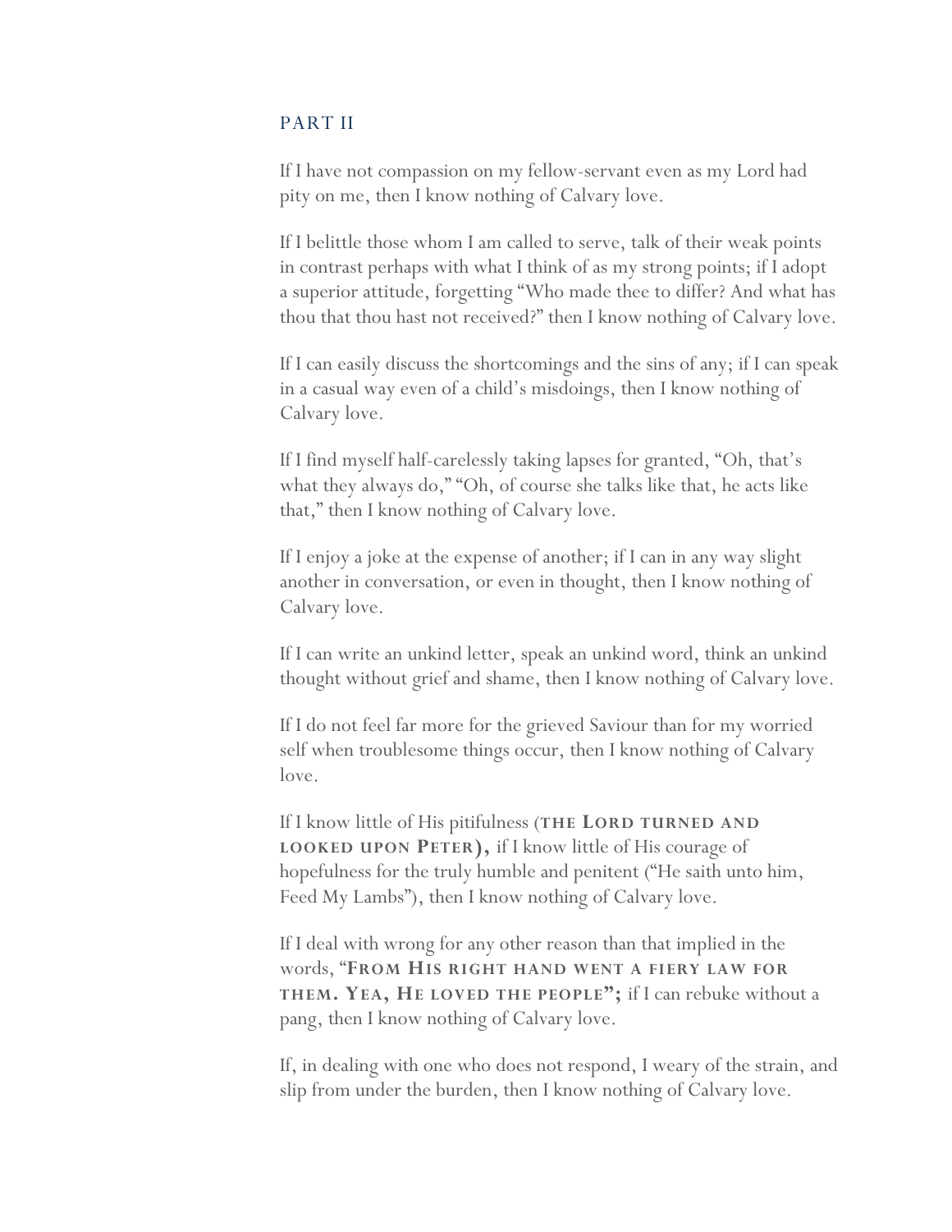## PART II

If I have not compassion on my fellow-servant even as my Lord had pity on me, then I know nothing of Calvary love.

If I belittle those whom I am called to serve, talk of their weak points in contrast perhaps with what I think of as my strong points; if I adopt a superior attitude, forgetting "Who made thee to differ? And what has thou that thou hast not received?" then I know nothing of Calvary love.

If I can easily discuss the shortcomings and the sins of any; if I can speak in a casual way even of a child's misdoings, then I know nothing of Calvary love.

If I find myself half-carelessly taking lapses for granted, "Oh, that's what they always do," "Oh, of course she talks like that, he acts like that," then I know nothing of Calvary love.

If I enjoy a joke at the expense of another; if I can in any way slight another in conversation, or even in thought, then I know nothing of Calvary love.

If I can write an unkind letter, speak an unkind word, think an unkind thought without grief and shame, then I know nothing of Calvary love.

If I do not feel far more for the grieved Saviour than for my worried self when troublesome things occur, then I know nothing of Calvary love.

If I know little of His pitifulness (**THE LORD TURNED AND LOOKED UPON PETER),** if I know little of His courage of hopefulness for the truly humble and penitent ("He saith unto him, Feed My Lambs"), then I know nothing of Calvary love.

If I deal with wrong for any other reason than that implied in the words, "**FROM HIS RIGHT HAND WENT A FIERY LAW FOR THEM. YEA, HE LOVED THE PEOPLE";** if I can rebuke without a pang, then I know nothing of Calvary love.

If, in dealing with one who does not respond, I weary of the strain, and slip from under the burden, then I know nothing of Calvary love.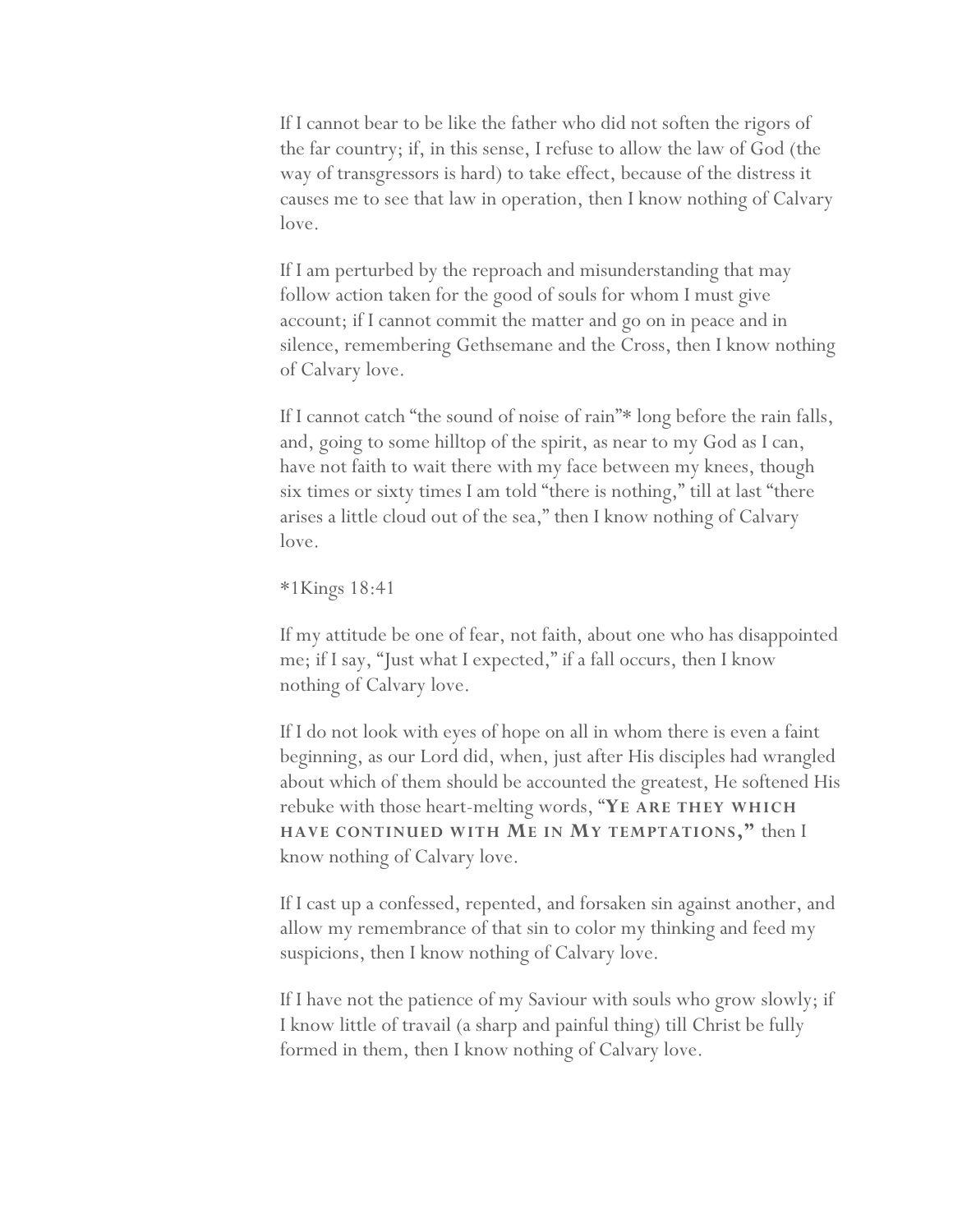If I cannot bear to be like the father who did not soften the rigors of the far country; if, in this sense, I refuse to allow the law of God (the way of transgressors is hard) to take effect, because of the distress it causes me to see that law in operation, then I know nothing of Calvary love.

If I am perturbed by the reproach and misunderstanding that may follow action taken for the good of souls for whom I must give account; if I cannot commit the matter and go on in peace and in silence, remembering Gethsemane and the Cross, then I know nothing of Calvary love.

If I cannot catch "the sound of noise of rain"* long before the rain falls, and, going to some hilltop of the spirit, as near to my God as I can, have not faith to wait there with my face between my knees, though six times or sixty times I am told "there is nothing," till at last "there arises a little cloud out of the sea," then I know nothing of Calvary love.

*1Kings 18:41

If my attitude be one of fear, not faith, about one who has disappointed me; if I say, "Just what I expected," if a fall occurs, then I know nothing of Calvary love.

If I do not look with eyes of hope on all in whom there is even a faint beginning, as our Lord did, when, just after His disciples had wrangled about which of them should be accounted the greatest, He softened His rebuke with those heart-melting words, "**YE ARE THEY WHICH HAVE CONTINUED WITH ME IN MY TEMPTATIONS,**" then I know nothing of Calvary love.

If I cast up a confessed, repented, and forsaken sin against another, and allow my remembrance of that sin to color my thinking and feed my suspicions, then I know nothing of Calvary love.

If I have not the patience of my Saviour with souls who grow slowly; if I know little of travail (a sharp and painful thing) till Christ be fully formed in them, then I know nothing of Calvary love.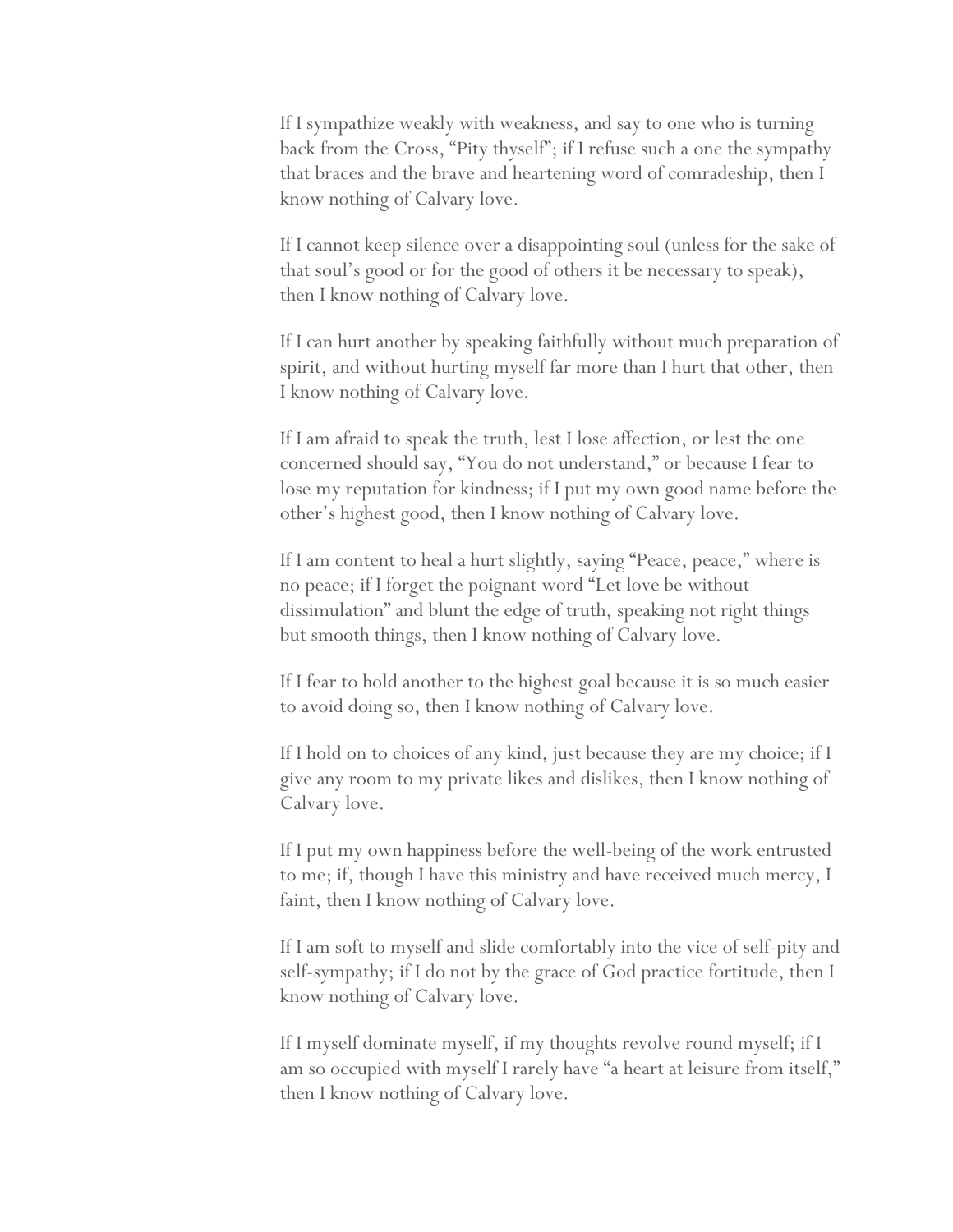If I sympathize weakly with weakness, and say to one who is turning back from the Cross, "Pity thyself"; if I refuse such a one the sympathy that braces and the brave and heartening word of comradeship, then I know nothing of Calvary love.

If I cannot keep silence over a disappointing soul (unless for the sake of that soul's good or for the good of others it be necessary to speak), then I know nothing of Calvary love.

If I can hurt another by speaking faithfully without much preparation of spirit, and without hurting myself far more than I hurt that other, then I know nothing of Calvary love.

If I am afraid to speak the truth, lest I lose affection, or lest the one concerned should say, "You do not understand," or because I fear to lose my reputation for kindness; if I put my own good name before the other's highest good, then I know nothing of Calvary love.

If I am content to heal a hurt slightly, saying "Peace, peace," where is no peace; if I forget the poignant word "Let love be without dissimulation" and blunt the edge of truth, speaking not right things but smooth things, then I know nothing of Calvary love.

If I fear to hold another to the highest goal because it is so much easier to avoid doing so, then I know nothing of Calvary love.

If I hold on to choices of any kind, just because they are my choice; if I give any room to my private likes and dislikes, then I know nothing of Calvary love.

If I put my own happiness before the well-being of the work entrusted to me; if, though I have this ministry and have received much mercy, I faint, then I know nothing of Calvary love.

If I am soft to myself and slide comfortably into the vice of self-pity and self-sympathy; if I do not by the grace of God practice fortitude, then I know nothing of Calvary love.

If I myself dominate myself, if my thoughts revolve round myself; if I am so occupied with myself I rarely have "a heart at leisure from itself," then I know nothing of Calvary love.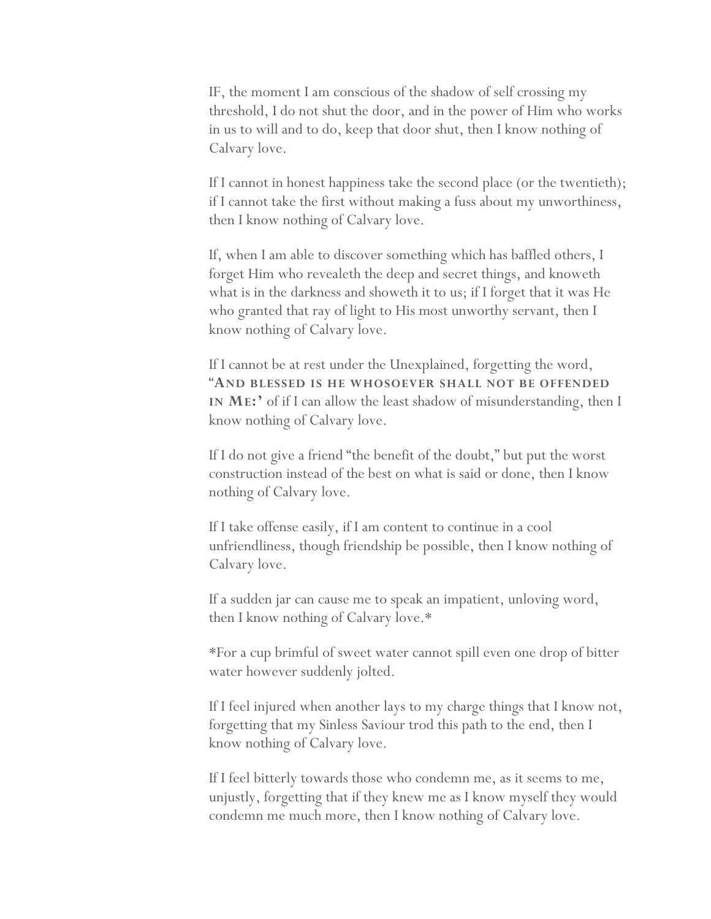IF, the moment I am conscious of the shadow of self crossing my threshold, I do not shut the door, and in the power of Him who works in us to will and to do, keep that door shut, then I know nothing of Calvary love.

If I cannot in honest happiness take the second place (or the twentieth); if I cannot take the first without making a fuss about my unworthiness, then I know nothing of Calvary love.

If, when I am able to discover something which has baffled others, I forget Him who revealeth the deep and secret things, and knoweth what is in the darkness and showeth it to us; if I forget that it was He who granted that ray of light to His most unworthy servant, then I know nothing of Calvary love.

If I cannot be at rest under the Unexplained, forgetting the word, "**AND BLESSED IS HE WHOSOEVER SHALL NOT BE OFFENDED IN ME:'** of if I can allow the least shadow of misunderstanding, then I know nothing of Calvary love.

If I do not give a friend "the benefit of the doubt," but put the worst construction instead of the best on what is said or done, then I know nothing of Calvary love.

If I take offense easily, if I am content to continue in a cool unfriendliness, though friendship be possible, then I know nothing of Calvary love.

If a sudden jar can cause me to speak an impatient, unloving word, then I know nothing of Calvary love.*

*For a cup brimful of sweet water cannot spill even one drop of bitter water however suddenly jolted.

If I feel injured when another lays to my charge things that I know not, forgetting that my Sinless Saviour trod this path to the end, then I know nothing of Calvary love.

If I feel bitterly towards those who condemn me, as it seems to me, unjustly, forgetting that if they knew me as I know myself they would condemn me much more, then I know nothing of Calvary love.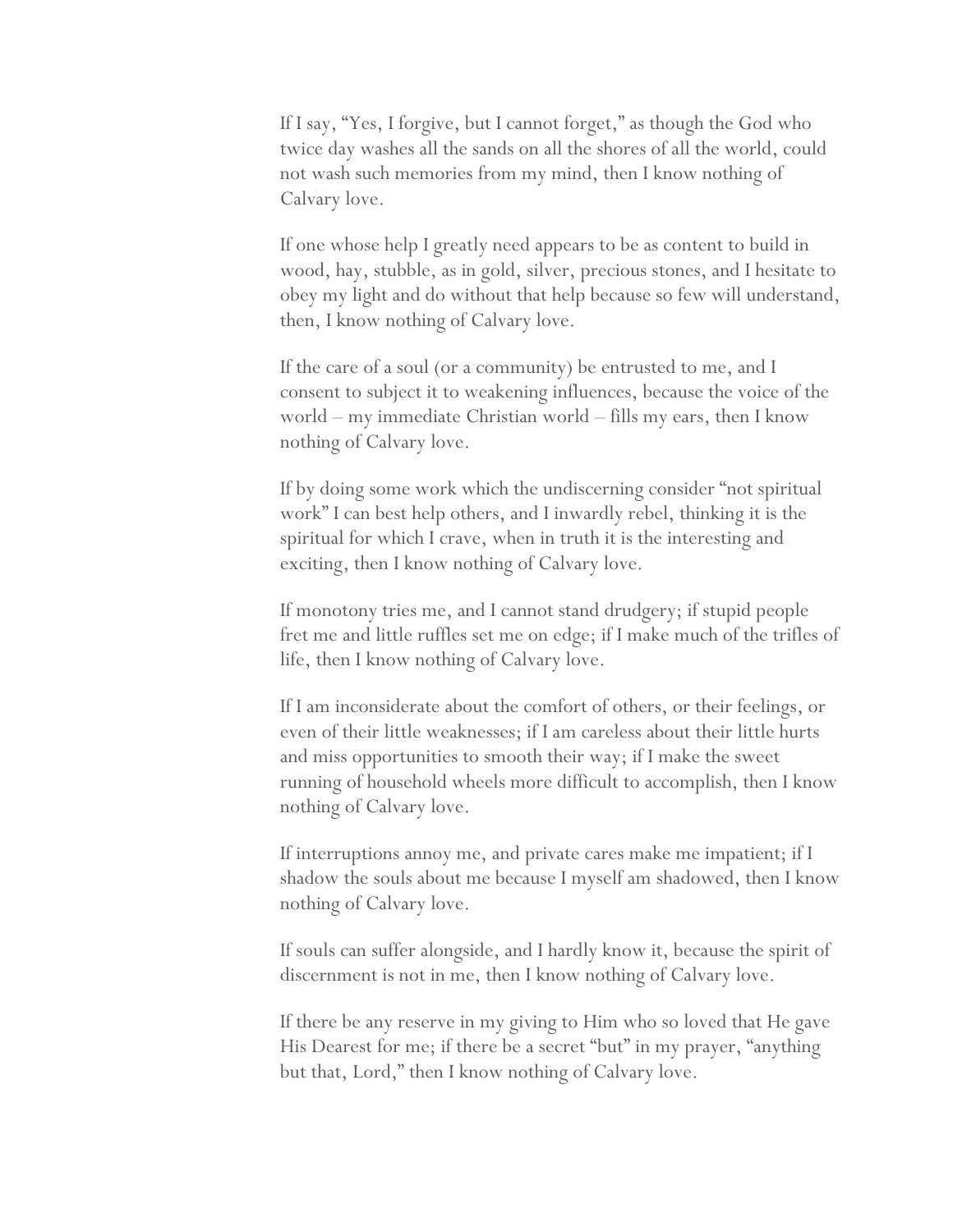If I say, “Yes, I forgive, but I cannot forget,” as though the God who twice day washes all the sands on all the shores of all the world, could not wash such memories from my mind, then I know nothing of Calvary love.

If one whose help I greatly need appears to be as content to build in wood, hay, stubble, as in gold, silver, precious stones, and I hesitate to obey my light and do without that help because so few will understand, then, I know nothing of Calvary love.

If the care of a soul (or a community) be entrusted to me, and I consent to subject it to weakening influences, because the voice of the world – my immediate Christian world – fills my ears, then I know nothing of Calvary love.

If by doing some work which the undiscerning consider “not spiritual work” I can best help others, and I inwardly rebel, thinking it is the spiritual for which I crave, when in truth it is the interesting and exciting, then I know nothing of Calvary love.

If monotony tries me, and I cannot stand drudgery; if stupid people fret me and little ruffles set me on edge; if I make much of the trifles of life, then I know nothing of Calvary love.

If I am inconsiderate about the comfort of others, or their feelings, or even of their little weaknesses; if I am careless about their little hurts and miss opportunities to smooth their way; if I make the sweet running of household wheels more difficult to accomplish, then I know nothing of Calvary love.

If interruptions annoy me, and private cares make me impatient; if I shadow the souls about me because I myself am shadowed, then I know nothing of Calvary love.

If souls can suffer alongside, and I hardly know it, because the spirit of discernment is not in me, then I know nothing of Calvary love.

If there be any reserve in my giving to Him who so loved that He gave His Dearest for me; if there be a secret “but” in my prayer, “anything but that, Lord,” then I know nothing of Calvary love.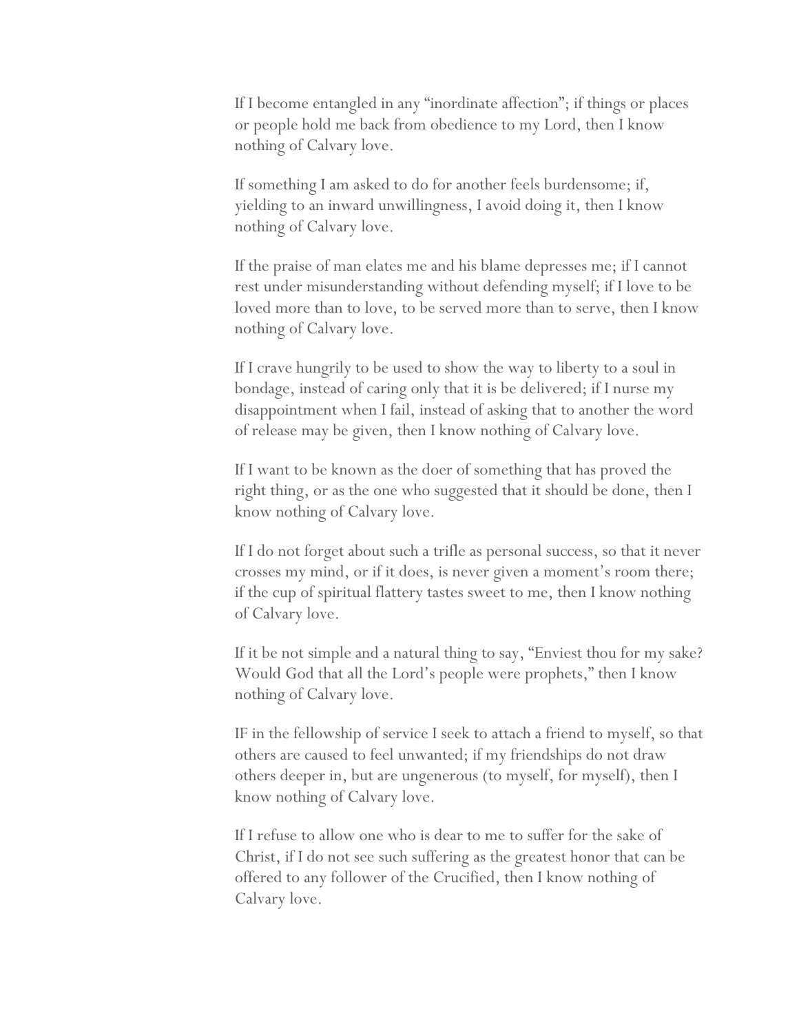If I become entangled in any "inordinate affection"; if things or places or people hold me back from obedience to my Lord, then I know nothing of Calvary love.

If something I am asked to do for another feels burdensome; if, yielding to an inward unwillingness, I avoid doing it, then I know nothing of Calvary love.

If the praise of man elates me and his blame depresses me; if I cannot rest under misunderstanding without defending myself; if I love to be loved more than to love, to be served more than to serve, then I know nothing of Calvary love.

If I crave hungrily to be used to show the way to liberty to a soul in bondage, instead of caring only that it is be delivered; if I nurse my disappointment when I fail, instead of asking that to another the word of release may be given, then I know nothing of Calvary love.

If I want to be known as the doer of something that has proved the right thing, or as the one who suggested that it should be done, then I know nothing of Calvary love.

If I do not forget about such a trifle as personal success, so that it never crosses my mind, or if it does, is never given a moment's room there; if the cup of spiritual flattery tastes sweet to me, then I know nothing of Calvary love.

If it be not simple and a natural thing to say, "Enviest thou for my sake? Would God that all the Lord's people were prophets," then I know nothing of Calvary love.

IF in the fellowship of service I seek to attach a friend to myself, so that others are caused to feel unwanted; if my friendships do not draw others deeper in, but are ungenerous (to myself, for myself), then I know nothing of Calvary love.

If I refuse to allow one who is dear to me to suffer for the sake of Christ, if I do not see such suffering as the greatest honor that can be offered to any follower of the Crucified, then I know nothing of Calvary love.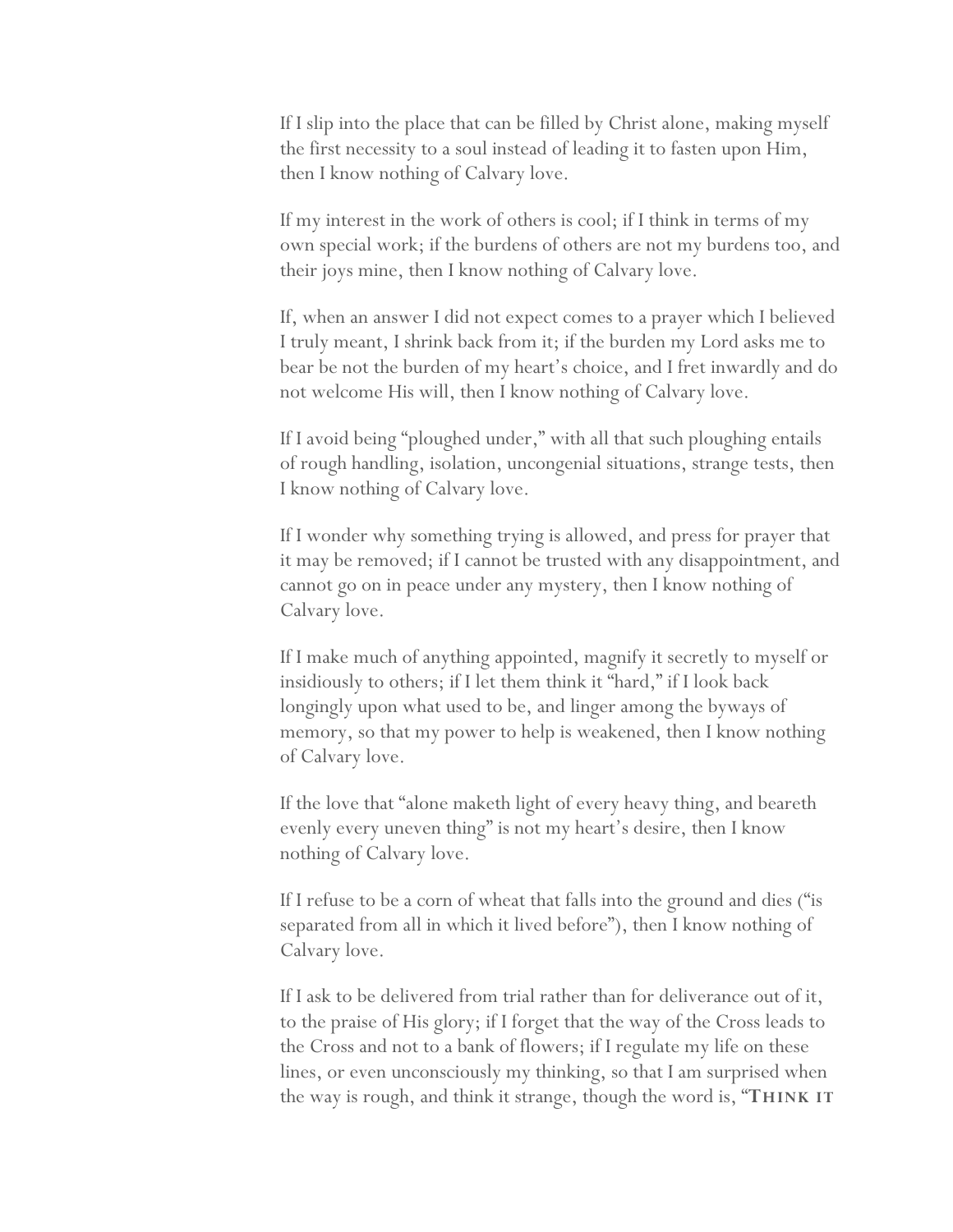If I slip into the place that can be filled by Christ alone, making myself the first necessity to a soul instead of leading it to fasten upon Him, then I know nothing of Calvary love.

If my interest in the work of others is cool; if I think in terms of my own special work; if the burdens of others are not my burdens too, and their joys mine, then I know nothing of Calvary love.

If, when an answer I did not expect comes to a prayer which I believed I truly meant, I shrink back from it; if the burden my Lord asks me to bear be not the burden of my heart's choice, and I fret inwardly and do not welcome His will, then I know nothing of Calvary love.

If I avoid being "ploughed under," with all that such ploughing entails of rough handling, isolation, uncongenial situations, strange tests, then I know nothing of Calvary love.

If I wonder why something trying is allowed, and press for prayer that it may be removed; if I cannot be trusted with any disappointment, and cannot go on in peace under any mystery, then I know nothing of Calvary love.

If I make much of anything appointed, magnify it secretly to myself or insidiously to others; if I let them think it "hard," if I look back longingly upon what used to be, and linger among the byways of memory, so that my power to help is weakened, then I know nothing of Calvary love.

If the love that "alone maketh light of every heavy thing, and beareth evenly every uneven thing" is not my heart's desire, then I know nothing of Calvary love.

If I refuse to be a corn of wheat that falls into the ground and dies ("is separated from all in which it lived before"), then I know nothing of Calvary love.

If I ask to be delivered from trial rather than for deliverance out of it, to the praise of His glory; if I forget that the way of the Cross leads to the Cross and not to a bank of flowers; if I regulate my life on these lines, or even unconsciously my thinking, so that I am surprised when the way is rough, and think it strange, though the word is, "**THINK IT**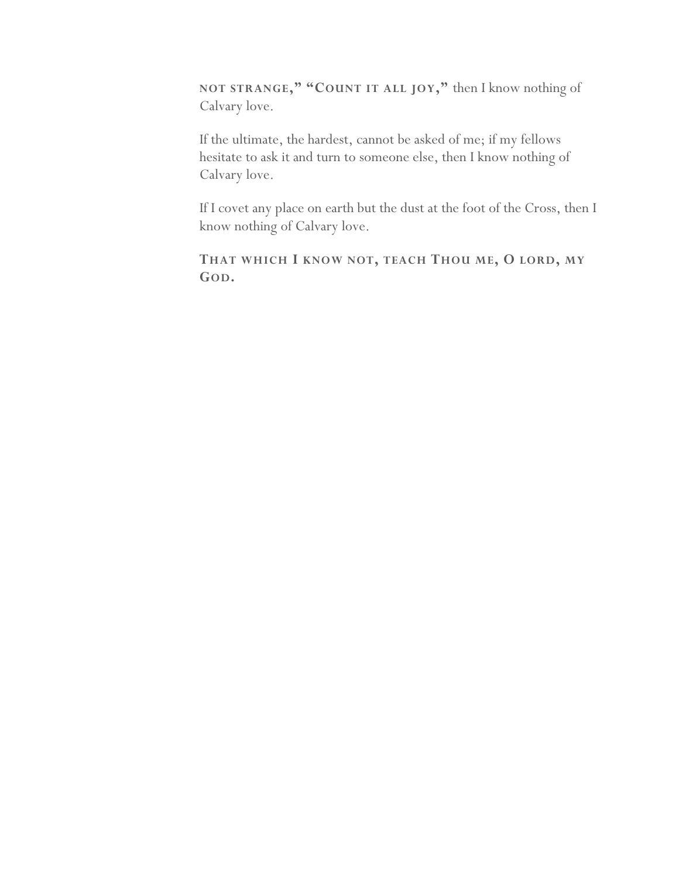**not strange," "Count it all joy,"** then I know nothing of Calvary love.

If the ultimate, the hardest, cannot be asked of me; if my fellows hesitate to ask it and turn to someone else, then I know nothing of Calvary love.

If I covet any place on earth but the dust at the foot of the Cross, then I know nothing of Calvary love.

**That which I know not, teach Thou me, O lord, my God.**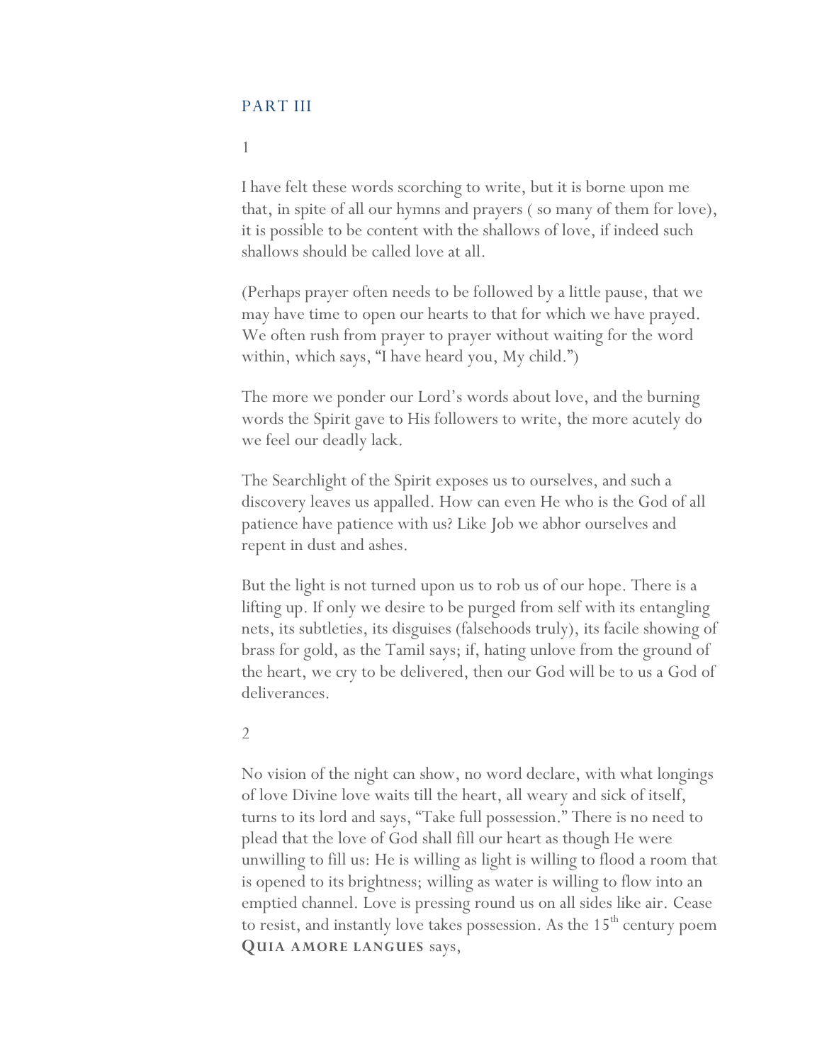## PART III

1

I have felt these words scorching to write, but it is borne upon me that, in spite of all our hymns and prayers ( so many of them for love), it is possible to be content with the shallows of love, if indeed such shallows should be called love at all.

(Perhaps prayer often needs to be followed by a little pause, that we may have time to open our hearts to that for which we have prayed. We often rush from prayer to prayer without waiting for the word within, which says, "I have heard you, My child.")

The more we ponder our Lord's words about love, and the burning words the Spirit gave to His followers to write, the more acutely do we feel our deadly lack.

The Searchlight of the Spirit exposes us to ourselves, and such a discovery leaves us appalled. How can even He who is the God of all patience have patience with us? Like Job we abhor ourselves and repent in dust and ashes.

But the light is not turned upon us to rob us of our hope. There is a lifting up. If only we desire to be purged from self with its entangling nets, its subtleties, its disguises (falsehoods truly), its facile showing of brass for gold, as the Tamil says; if, hating unlove from the ground of the heart, we cry to be delivered, then our God will be to us a God of deliverances.

2

No vision of the night can show, no word declare, with what longings of love Divine love waits till the heart, all weary and sick of itself, turns to its lord and says, "Take full possession." There is no need to plead that the love of God shall fill our heart as though He were unwilling to fill us: He is willing as light is willing to flood a room that is opened to its brightness; willing as water is willing to flow into an emptied channel. Love is pressing round us on all sides like air. Cease to resist, and instantly love takes possession. As the 15th century poem **QUIA AMORE LANGUES** says,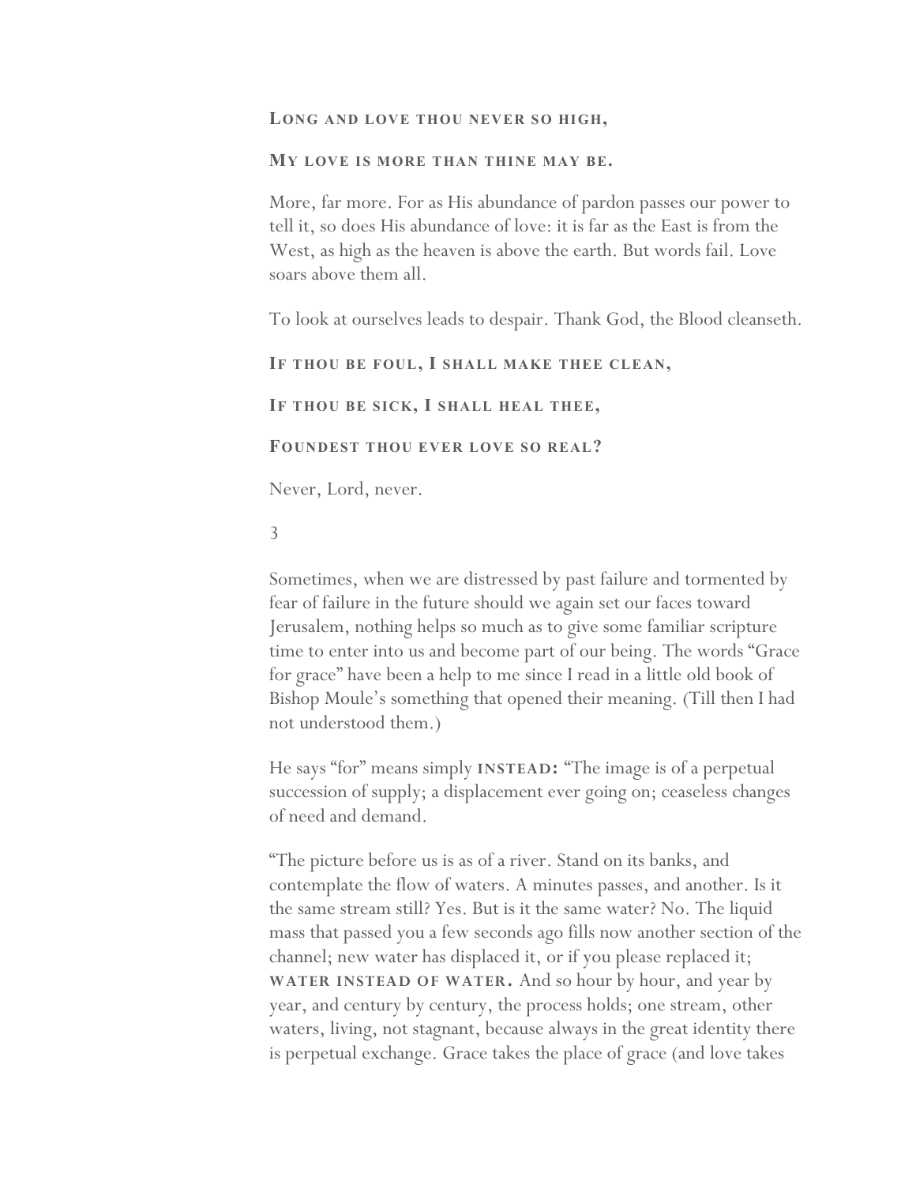**LONG AND LOVE THOU NEVER SO HIGH,**

**MY LOVE IS MORE THAN THINE MAY BE.**

More, far more. For as His abundance of pardon passes our power to tell it, so does His abundance of love: it is far as the East is from the West, as high as the heaven is above the earth. But words fail. Love soars above them all.

To look at ourselves leads to despair. Thank God, the Blood cleanseth.

**IF THOU BE FOUL, I SHALL MAKE THEE CLEAN,**

**IF THOU BE SICK, I SHALL HEAL THEE,**

**FOUNDEST THOU EVER LOVE SO REAL?**

Never, Lord, never.

3

Sometimes, when we are distressed by past failure and tormented by fear of failure in the future should we again set our faces toward Jerusalem, nothing helps so much as to give some familiar scripture time to enter into us and become part of our being. The words "Grace for grace" have been a help to me since I read in a little old book of Bishop Moule's something that opened their meaning. (Till then I had not understood them.)

He says "for" means simply **INSTEAD:** "The image is of a perpetual succession of supply; a displacement ever going on; ceaseless changes of need and demand.

"The picture before us is as of a river. Stand on its banks, and contemplate the flow of waters. A minutes passes, and another. Is it the same stream still? Yes. But is it the same water? No. The liquid mass that passed you a few seconds ago fills now another section of the channel; new water has displaced it, or if you please replaced it; **WATER INSTEAD OF WATER.** And so hour by hour, and year by year, and century by century, the process holds; one stream, other waters, living, not stagnant, because always in the great identity there is perpetual exchange. Grace takes the place of grace (and love takes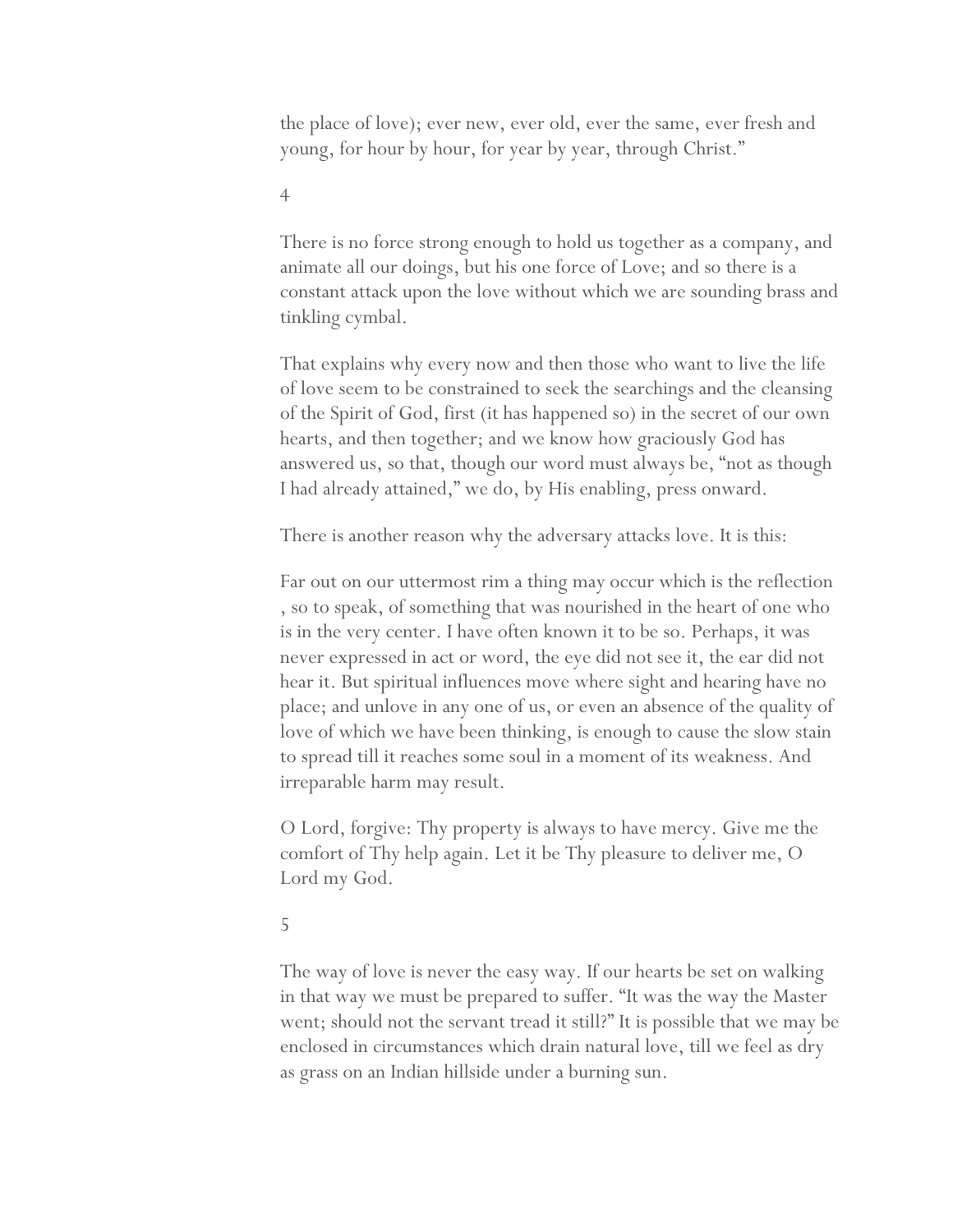the place of love); ever new, ever old, ever the same, ever fresh and young, for hour by hour, for year by year, through Christ."

4

There is no force strong enough to hold us together as a company, and animate all our doings, but his one force of Love; and so there is a constant attack upon the love without which we are sounding brass and tinkling cymbal.

That explains why every now and then those who want to live the life of love seem to be constrained to seek the searchings and the cleansing of the Spirit of God, first (it has happened so) in the secret of our own hearts, and then together; and we know how graciously God has answered us, so that, though our word must always be, "not as though I had already attained," we do, by His enabling, press onward.

There is another reason why the adversary attacks love. It is this:

Far out on our uttermost rim a thing may occur which is the reflection , so to speak, of something that was nourished in the heart of one who is in the very center. I have often known it to be so. Perhaps, it was never expressed in act or word, the eye did not see it, the ear did not hear it. But spiritual influences move where sight and hearing have no place; and unlove in any one of us, or even an absence of the quality of love of which we have been thinking, is enough to cause the slow stain to spread till it reaches some soul in a moment of its weakness. And irreparable harm may result.

O Lord, forgive: Thy property is always to have mercy. Give me the comfort of Thy help again. Let it be Thy pleasure to deliver me, O Lord my God.

5

The way of love is never the easy way. If our hearts be set on walking in that way we must be prepared to suffer. "It was the way the Master went; should not the servant tread it still?" It is possible that we may be enclosed in circumstances which drain natural love, till we feel as dry as grass on an Indian hillside under a burning sun.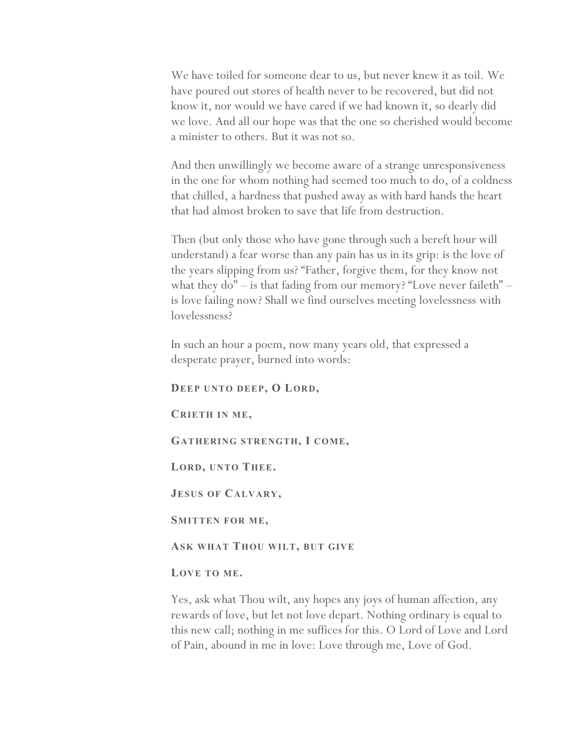We have toiled for someone dear to us, but never knew it as toil. We have poured out stores of health never to be recovered, but did not know it, nor would we have cared if we had known it, so dearly did we love. And all our hope was that the one so cherished would become a minister to others. But it was not so.

And then unwillingly we become aware of a strange unresponsiveness in the one for whom nothing had seemed too much to do, of a coldness that chilled, a hardness that pushed away as with hard hands the heart that had almost broken to save that life from destruction.

Then (but only those who have gone through such a bereft hour will understand) a fear worse than any pain has us in its grip: is the love of the years slipping from us? "Father, forgive them, for they know not what they do" – is that fading from our memory? "Love never faileth" – is love failing now? Shall we find ourselves meeting lovelessness with lovelessness?

In such an hour a poem, now many years old, that expressed a desperate prayer, burned into words:

**DEEP UNTO DEEP, O LORD,**

**CRIETH IN ME,**

**GATHERING STRENGTH, I COME,**

**LORD, UNTO THEE.**

**JESUS OF CALVARY,**

**SMITTEN FOR ME,**

**ASK WHAT THOU WILT, BUT GIVE**

**LOVE TO ME.**

Yes, ask what Thou wilt, any hopes any joys of human affection, any rewards of love, but let not love depart. Nothing ordinary is equal to this new call; nothing in me suffices for this. O Lord of Love and Lord of Pain, abound in me in love: Love through me, Love of God.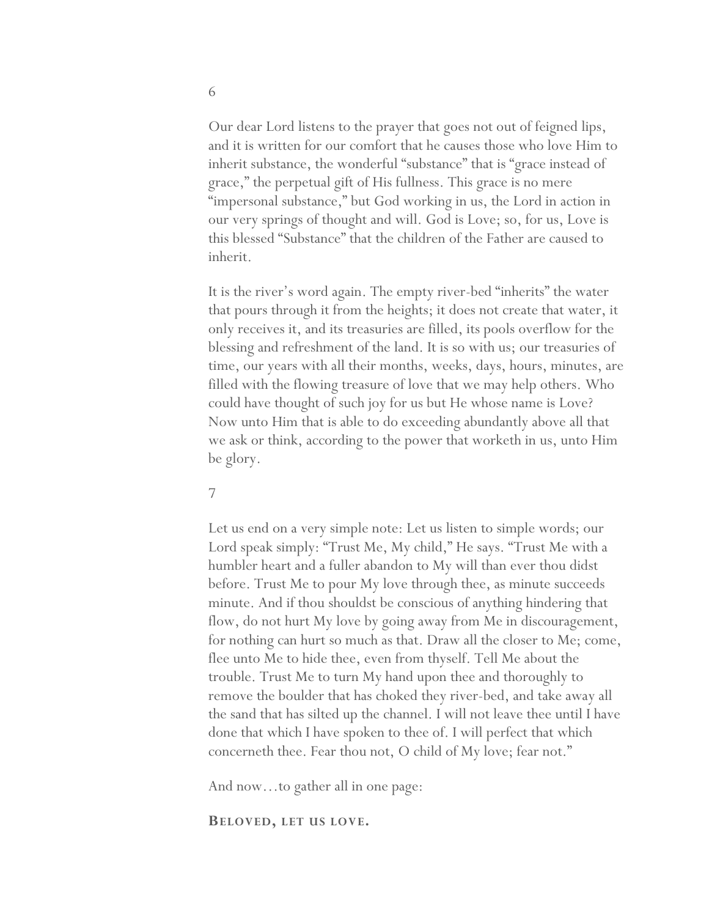6

Our dear Lord listens to the prayer that goes not out of feigned lips, and it is written for our comfort that he causes those who love Him to inherit substance, the wonderful "substance" that is "grace instead of grace," the perpetual gift of His fullness. This grace is no mere "impersonal substance," but God working in us, the Lord in action in our very springs of thought and will. God is Love; so, for us, Love is this blessed "Substance" that the children of the Father are caused to inherit.

It is the river's word again. The empty river-bed "inherits" the water that pours through it from the heights; it does not create that water, it only receives it, and its treasuries are filled, its pools overflow for the blessing and refreshment of the land. It is so with us; our treasuries of time, our years with all their months, weeks, days, hours, minutes, are filled with the flowing treasure of love that we may help others. Who could have thought of such joy for us but He whose name is Love? Now unto Him that is able to do exceeding abundantly above all that we ask or think, according to the power that worketh in us, unto Him be glory.

7

Let us end on a very simple note: Let us listen to simple words; our Lord speak simply: "Trust Me, My child," He says. "Trust Me with a humbler heart and a fuller abandon to My will than ever thou didst before. Trust Me to pour My love through thee, as minute succeeds minute. And if thou shouldst be conscious of anything hindering that flow, do not hurt My love by going away from Me in discouragement, for nothing can hurt so much as that. Draw all the closer to Me; come, flee unto Me to hide thee, even from thyself. Tell Me about the trouble. Trust Me to turn My hand upon thee and thoroughly to remove the boulder that has choked they river-bed, and take away all the sand that has silted up the channel. I will not leave thee until I have done that which I have spoken to thee of. I will perfect that which concerneth thee. Fear thou not, O child of My love; fear not."

And now…to gather all in one page:

**BELOVED, LET US LOVE.**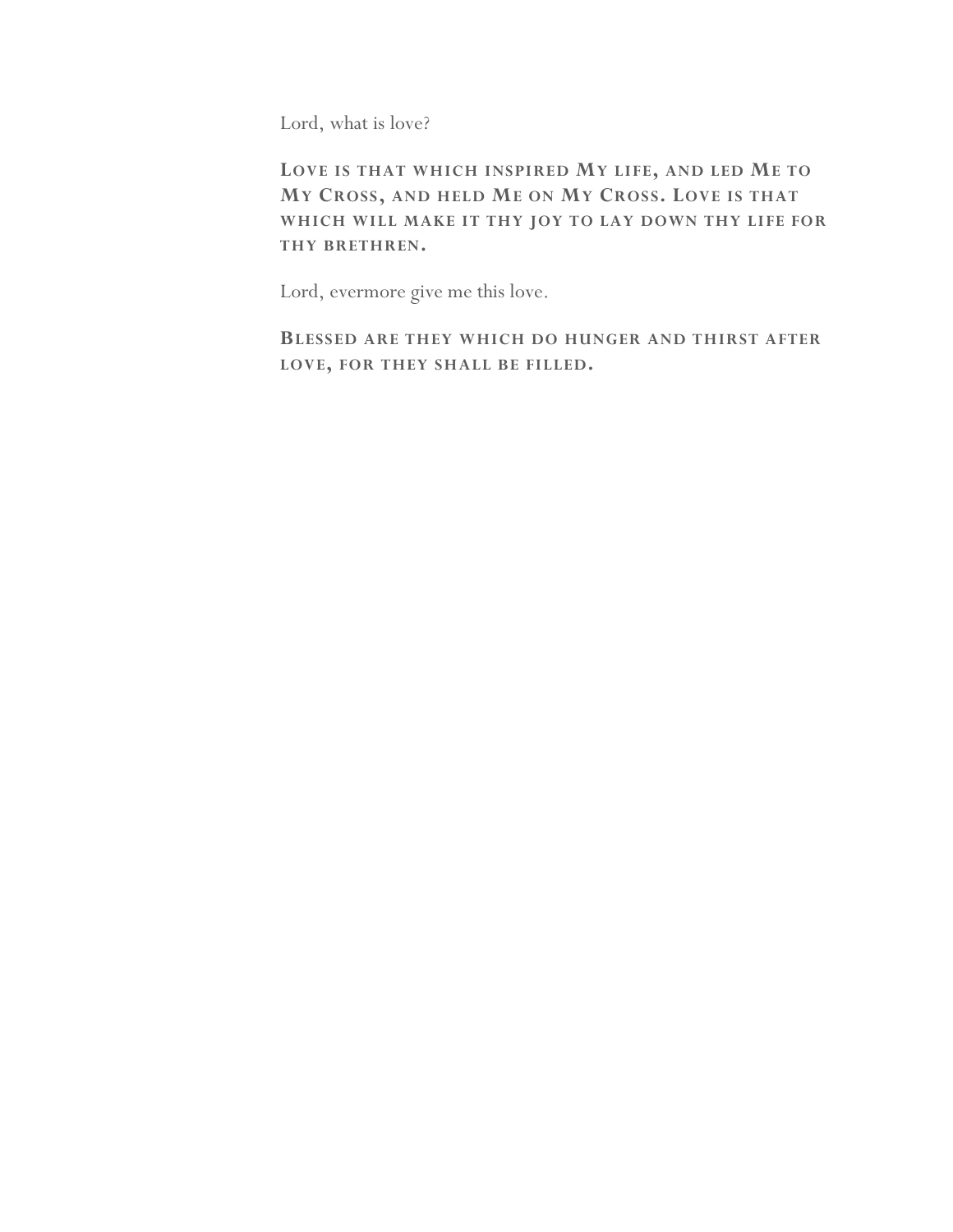Lord, what is love?

**LOVE IS THAT WHICH INSPIRED MY LIFE, AND LED ME TO MY CROSS, AND HELD ME ON MY CROSS. LOVE IS THAT WHICH WILL MAKE IT THY JOY TO LAY DOWN THY LIFE FOR THY BRETHREN.**

Lord, evermore give me this love.

**BLESSED ARE THEY WHICH DO HUNGER AND THIRST AFTER LOVE, FOR THEY SHALL BE FILLED.**